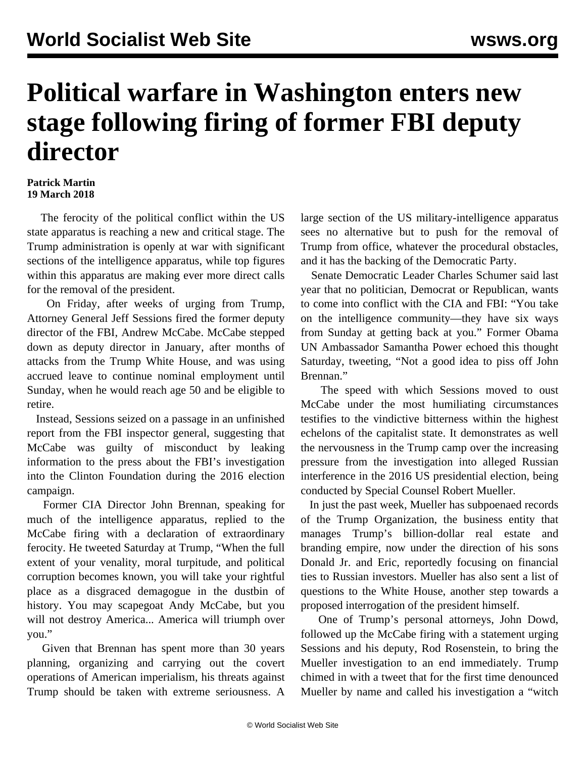# Political warfare in Washington enters new stage following firing of former FBI deputy director

**Patrick Martin**
**19 March 2018**

The ferocity of the political conflict within the US state apparatus is reaching a new and critical stage. The Trump administration is openly at war with significant sections of the intelligence apparatus, while top figures within this apparatus are making ever more direct calls for the removal of the president.

On Friday, after weeks of urging from Trump, Attorney General Jeff Sessions fired the former deputy director of the FBI, Andrew McCabe. McCabe stepped down as deputy director in January, after months of attacks from the Trump White House, and was using accrued leave to continue nominal employment until Sunday, when he would reach age 50 and be eligible to retire.

Instead, Sessions seized on a passage in an unfinished report from the FBI inspector general, suggesting that McCabe was guilty of misconduct by leaking information to the press about the FBI's investigation into the Clinton Foundation during the 2016 election campaign.

Former CIA Director John Brennan, speaking for much of the intelligence apparatus, replied to the McCabe firing with a declaration of extraordinary ferocity. He tweeted Saturday at Trump, "When the full extent of your venality, moral turpitude, and political corruption becomes known, you will take your rightful place as a disgraced demagogue in the dustbin of history. You may scapegoat Andy McCabe, but you will not destroy America... America will triumph over you."

Given that Brennan has spent more than 30 years planning, organizing and carrying out the covert operations of American imperialism, his threats against Trump should be taken with extreme seriousness. A large section of the US military-intelligence apparatus sees no alternative but to push for the removal of Trump from office, whatever the procedural obstacles, and it has the backing of the Democratic Party.

Senate Democratic Leader Charles Schumer said last year that no politician, Democrat or Republican, wants to come into conflict with the CIA and FBI: "You take on the intelligence community—they have six ways from Sunday at getting back at you." Former Obama UN Ambassador Samantha Power echoed this thought Saturday, tweeting, "Not a good idea to piss off John Brennan."

The speed with which Sessions moved to oust McCabe under the most humiliating circumstances testifies to the vindictive bitterness within the highest echelons of the capitalist state. It demonstrates as well the nervousness in the Trump camp over the increasing pressure from the investigation into alleged Russian interference in the 2016 US presidential election, being conducted by Special Counsel Robert Mueller.

In just the past week, Mueller has subpoenaed records of the Trump Organization, the business entity that manages Trump's billion-dollar real estate and branding empire, now under the direction of his sons Donald Jr. and Eric, reportedly focusing on financial ties to Russian investors. Mueller has also sent a list of questions to the White House, another step towards a proposed interrogation of the president himself.

One of Trump's personal attorneys, John Dowd, followed up the McCabe firing with a statement urging Sessions and his deputy, Rod Rosenstein, to bring the Mueller investigation to an end immediately. Trump chimed in with a tweet that for the first time denounced Mueller by name and called his investigation a "witch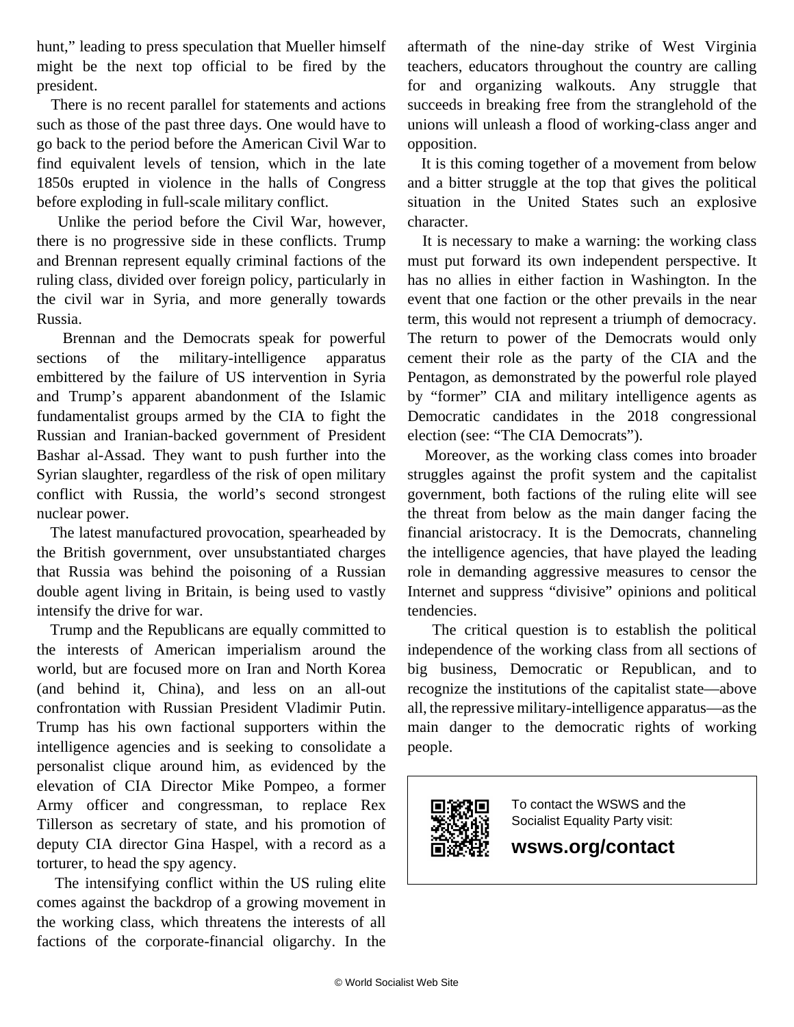hunt," leading to press speculation that Mueller himself might be the next top official to be fired by the president.

There is no recent parallel for statements and actions such as those of the past three days. One would have to go back to the period before the American Civil War to find equivalent levels of tension, which in the late 1850s erupted in violence in the halls of Congress before exploding in full-scale military conflict.

Unlike the period before the Civil War, however, there is no progressive side in these conflicts. Trump and Brennan represent equally criminal factions of the ruling class, divided over foreign policy, particularly in the civil war in Syria, and more generally towards Russia.

Brennan and the Democrats speak for powerful sections of the military-intelligence apparatus embittered by the failure of US intervention in Syria and Trump's apparent abandonment of the Islamic fundamentalist groups armed by the CIA to fight the Russian and Iranian-backed government of President Bashar al-Assad. They want to push further into the Syrian slaughter, regardless of the risk of open military conflict with Russia, the world's second strongest nuclear power.

The latest manufactured provocation, spearheaded by the British government, over unsubstantiated charges that Russia was behind the poisoning of a Russian double agent living in Britain, is being used to vastly intensify the drive for war.

Trump and the Republicans are equally committed to the interests of American imperialism around the world, but are focused more on Iran and North Korea (and behind it, China), and less on an all-out confrontation with Russian President Vladimir Putin. Trump has his own factional supporters within the intelligence agencies and is seeking to consolidate a personalist clique around him, as evidenced by the elevation of CIA Director Mike Pompeo, a former Army officer and congressman, to replace Rex Tillerson as secretary of state, and his promotion of deputy CIA director Gina Haspel, with a record as a torturer, to head the spy agency.

The intensifying conflict within the US ruling elite comes against the backdrop of a growing movement in the working class, which threatens the interests of all factions of the corporate-financial oligarchy. In the aftermath of the nine-day strike of West Virginia teachers, educators throughout the country are calling for and organizing walkouts. Any struggle that succeeds in breaking free from the stranglehold of the unions will unleash a flood of working-class anger and opposition.

It is this coming together of a movement from below and a bitter struggle at the top that gives the political situation in the United States such an explosive character.

It is necessary to make a warning: the working class must put forward its own independent perspective. It has no allies in either faction in Washington. In the event that one faction or the other prevails in the near term, this would not represent a triumph of democracy. The return to power of the Democrats would only cement their role as the party of the CIA and the Pentagon, as demonstrated by the powerful role played by "former" CIA and military intelligence agents as Democratic candidates in the 2018 congressional election (see: "The CIA Democrats").

Moreover, as the working class comes into broader struggles against the profit system and the capitalist government, both factions of the ruling elite will see the threat from below as the main danger facing the financial aristocracy. It is the Democrats, channeling the intelligence agencies, that have played the leading role in demanding aggressive measures to censor the Internet and suppress "divisive" opinions and political tendencies.

The critical question is to establish the political independence of the working class from all sections of big business, Democratic or Republican, and to recognize the institutions of the capitalist state—above all, the repressive military-intelligence apparatus—as the main danger to the democratic rights of working people.

To contact the WSWS and the Socialist Equality Party visit:

**wsws.org/contact**